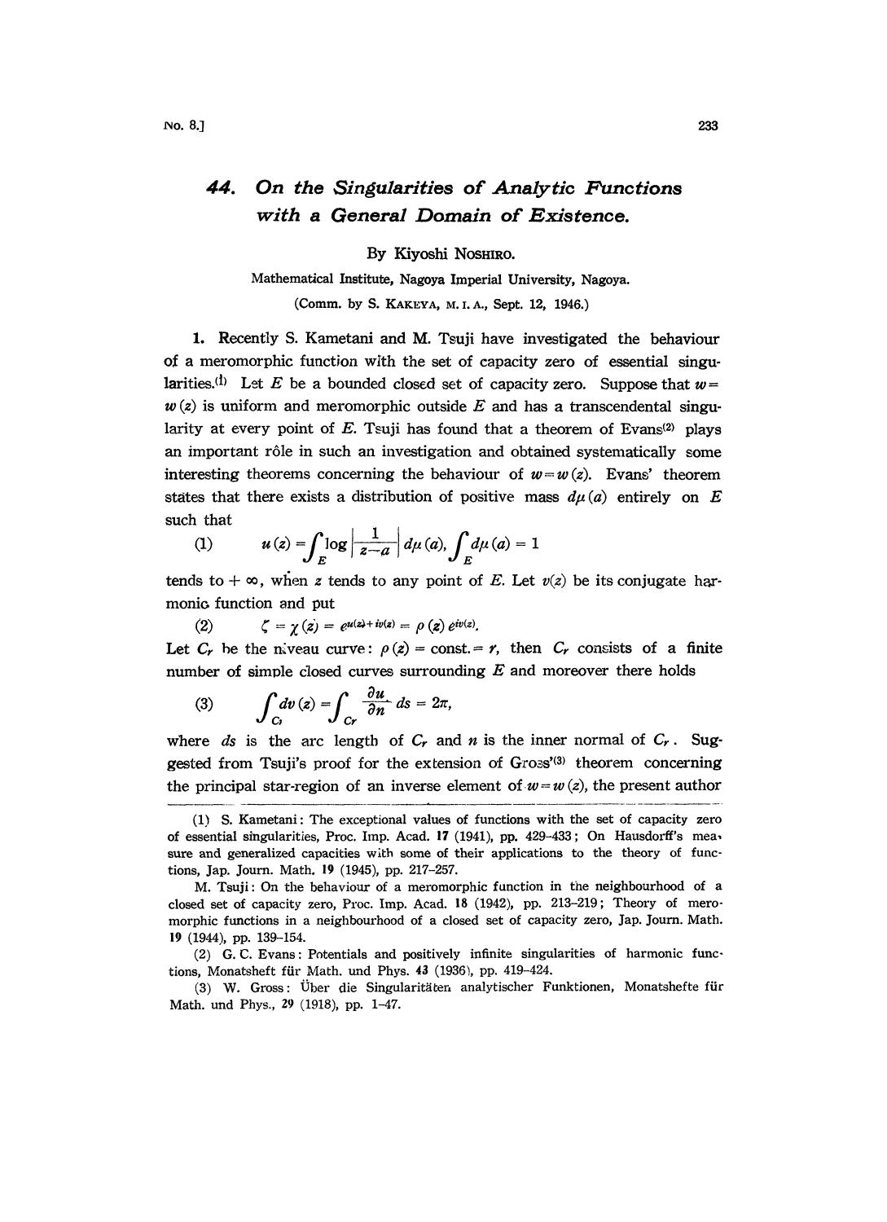# 44. On the Singularities of Analytic Functions with a General Domain of Existence.

By Kiyoshi NOSHIRO.

Mathematical Institute, Nagoya Imperial University, Nagoya.

(Comm. by S. KAKEYA, M. I. A., Sept. 12, 1946.)

**1.** Recently S. Kametani and M. Tsuji have investigated the behaviour of a meromorphic function with the set of capacity zero of essential singularities.[1] Let $E$ be a bounded closed set of capacity zero. Suppose that $w = w(z)$ is uniform and meromorphic outside $E$ and has a transcendental singularity at every point of $E$. Tsuji has found that a theorem of Evans[2] plays an important rôle in such an investigation and obtained systematically some interesting theorems concerning the behaviour of $w = w(z)$. Evans' theorem states that there exists a distribution of positive mass $d\mu(a)$ entirely on $E$ such that

$$(1) \qquad u(z) = \int_E \log\left|\frac{1}{z-a}\right| d\mu(a), \int_E d\mu(a) = 1$$

tends to $+\infty$, when $z$ tends to any point of $E$. Let $v(z)$ be its conjugate harmonic function and put

$$(2) \qquad \zeta = \chi(z) = e^{u(z)+iv(z)} = \rho(z)\, e^{iv(z)}.$$

Let $C_r$ be the niveau curve: $\rho(z) = \text{const.} = r$, then $C_r$ consists of a finite number of simple closed curves surrounding $E$ and moreover there holds

$$(3) \qquad \int_{C_r} dv(z) = \int_{C_r} \frac{\partial u}{\partial n} ds = 2\pi,$$

where $ds$ is the arc length of $C_r$ and $n$ is the inner normal of $C_r$. Suggested from Tsuji's proof for the extension of Gross'[3] theorem concerning the principal star-region of an inverse element of $w = w(z)$, the present author

---

(1) S. Kametani: The exceptional values of functions with the set of capacity zero of essential singularities, Proc. Imp. Acad. **17** (1941), pp. 429–433; On Hausdorff's measure and generalized capacities with some of their applications to the theory of functions, Jap. Journ. Math. **19** (1945), pp. 217–257.

M. Tsuji: On the behaviour of a meromorphic function in the neighbourhood of a closed set of capacity zero, Proc. Imp. Acad. **18** (1942), pp. 213–219; Theory of meromorphic functions in a neighbourhood of a closed set of capacity zero, Jap. Journ. Math. **19** (1944), pp. 139–154.

(2) G. C. Evans: Potentials and positively infinite singularities of harmonic functions, Monatsheft für Math. und Phys. **43** (1936), pp. 419–424.

(3) W. Gross: Über die Singularitäten analytischer Funktionen, Monatshefte für Math. und Phys., **29** (1918), pp. 1–47.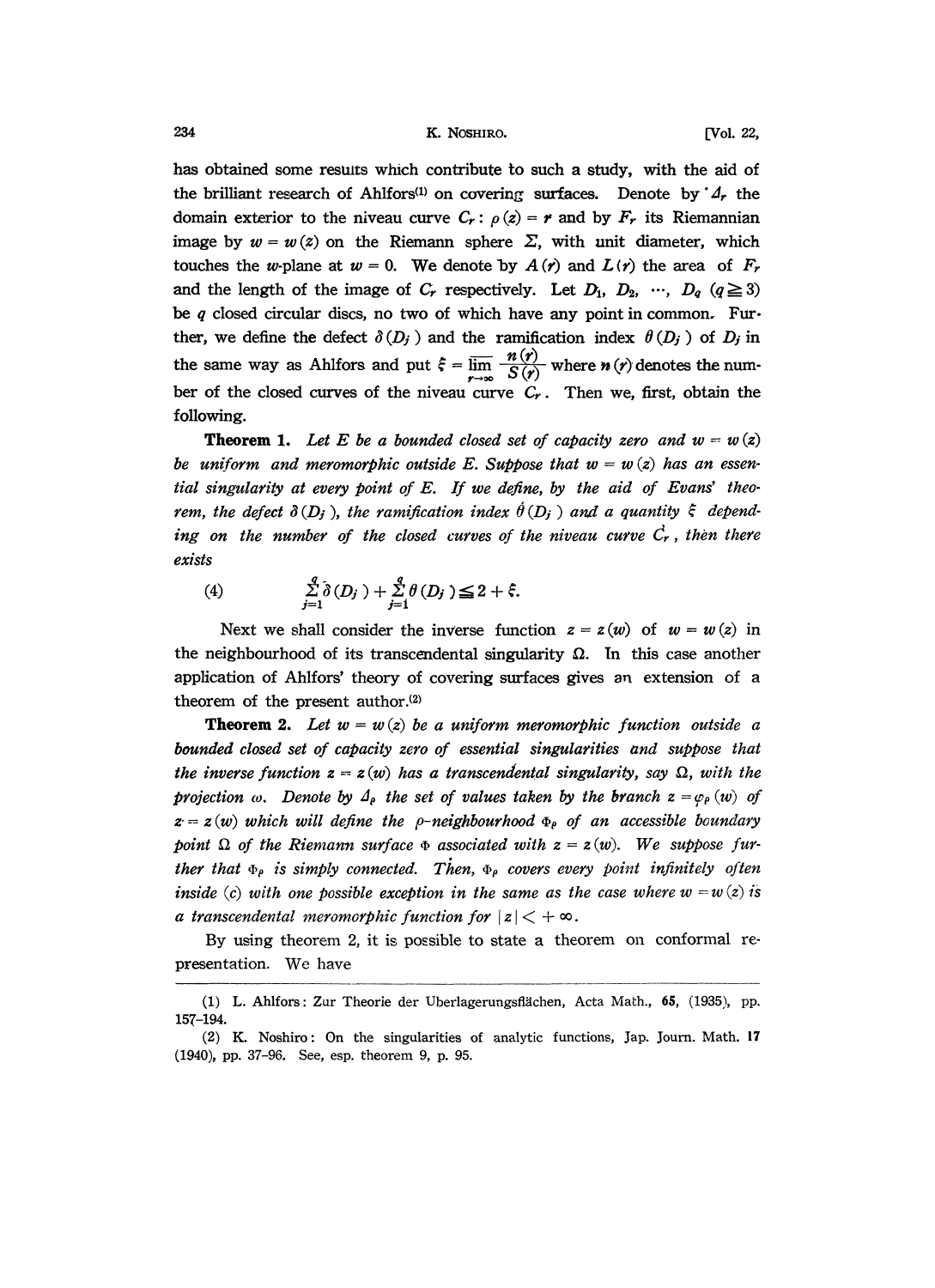has obtained some results which contribute to such a study, with the aid of the brilliant research of Ahlfors[1] on covering surfaces. Denote by $\Delta_r$ the domain exterior to the niveau curve $C_r: \rho(z) = r$ and by $F_r$ its Riemannian image by $w = w(z)$ on the Riemann sphere $\Sigma$, with unit diameter, which touches the $w$-plane at $w = 0$. We denote by $A(r)$ and $L(r)$ the area of $F_r$ and the length of the image of $C_r$ respectively. Let $D_1, D_2, \cdots, D_q$ $(q \geqq 3)$ be $q$ closed circular discs, no two of which have any point in common. Further, we define the defect $\delta(D_j)$ and the ramification index $\theta(D_j)$ of $D_j$ in the same way as Ahlfors and put $\xi = \overline{\lim_{r\to\infty}} \dfrac{n(r)}{S(r)}$ where $n(r)$ denotes the number of the closed curves of the niveau curve $C_r$. Then we, first, obtain the following.

**Theorem 1.** *Let $E$ be a bounded closed set of capacity zero and $w = w(z)$ be uniform and meromorphic outside $E$. Suppose that $w = w(z)$ has an essential singularity at every point of $E$. If we define, by the aid of Evans' theorem, the defect $\delta(D_j)$, the ramification index $\theta(D_j)$ and a quantity $\xi$ depending on the number of the closed curves of the niveau curve $C_r$, then there exists*

$$\sum_{j=1}^{q} \delta(D_j) + \sum_{j=1}^{q} \theta(D_j) \leqq 2 + \xi. \tag{4}$$

Next we shall consider the inverse function $z = z(w)$ of $w = w(z)$ in the neighbourhood of its transcendental singularity $\Omega$. In this case another application of Ahlfors' theory of covering surfaces gives an extension of a theorem of the present author.[2]

**Theorem 2.** *Let $w = w(z)$ be a uniform meromorphic function outside a bounded closed set of capacity zero of essential singularities and suppose that the inverse function $z = z(w)$ has a transcendental singularity, say $\Omega$, with the projection $\omega$. Denote by $\Delta_\rho$ the set of values taken by the branch $z = \varphi_\rho(w)$ of $z = z(w)$ which will define the $\rho$-neighbourhood $\Phi_\rho$ of an accessible boundary point $\Omega$ of the Riemann surface $\Phi$ associated with $z = z(w)$. We suppose further that $\Phi_\rho$ is simply connected. Then, $\Phi_\rho$ covers every point infinitely often inside $(c)$ with one possible exception in the same as the case where $w = w(z)$ is a transcendental meromorphic function for $|z| < +\infty$.*

By using theorem 2, it is possible to state a theorem on conformal representation. We have

---

(1) L. Ahlfors: Zur Theorie der Uberlagerungsflächen, Acta Math., **65**, (1935), pp. 157–194.

(2) K. Noshiro: On the singularities of analytic functions, Jap. Journ. Math. **17** (1940), pp. 37–96. See, esp. theorem 9, p. 95.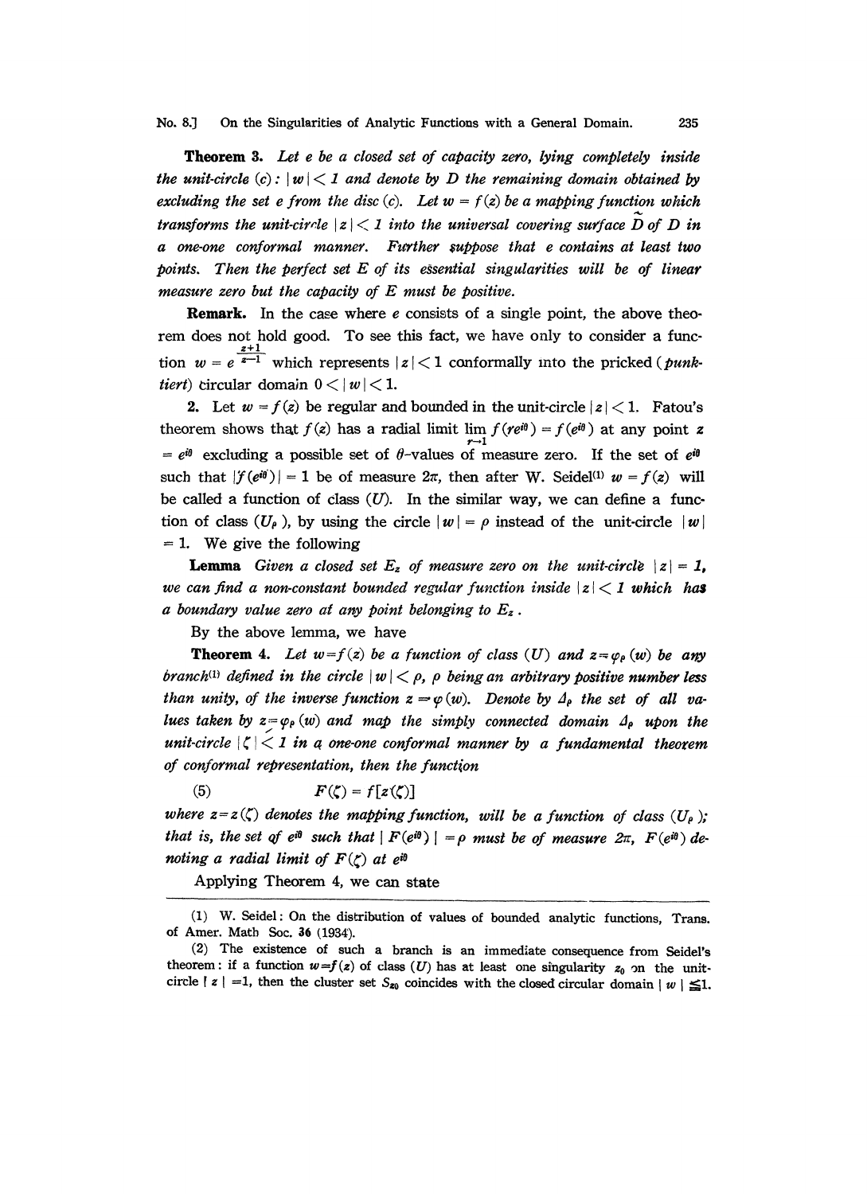**Theorem 3.** *Let $e$ be a closed set of capacity zero, lying completely inside the unit-circle $(c)$: $|w| < 1$ and denote by $D$ the remaining domain obtained by excluding the set $e$ from the disc $(c)$. Let $w = f(z)$ be a mapping function which transforms the unit-circle $|z| < 1$ into the universal covering surface $\tilde{D}$ of $D$ in a one-one conformal manner. Further suppose that $e$ contains at least two points. Then the perfect set $E$ of its essential singularities will be of linear measure zero but the capacity of $E$ must be positive.*

**Remark.** In the case where $e$ consists of a single point, the above theorem does not hold good. To see this fact, we have only to consider a function $w = e^{\frac{z+1}{z-1}}$ which represents $|z| < 1$ conformally into the pricked (*punktiert*) circular domain $0 < |w| < 1$.

**2.** Let $w = f(z)$ be regular and bounded in the unit-circle $|z| < 1$. Fatou's theorem shows that $f(z)$ has a radial limit $\lim_{r \to 1} f(re^{i\theta}) = f(e^{i\theta})$ at any point $z = e^{i\theta}$ excluding a possible set of $\theta$-values of measure zero. If the set of $e^{i\theta}$ such that $|f(e^{i\theta})| = 1$ be of measure $2\pi$, then after W. Seidel(1) $w = f(z)$ will be called a function of class $(U)$. In the similar way, we can define a function of class $(U_\rho)$, by using the circle $|w| = \rho$ instead of the unit-circle $|w| = 1$. We give the following

**Lemma** *Given a closed set $E_z$ of measure zero on the unit-circle $|z| = 1$, we can find a non-constant bounded regular function inside $|z| < 1$ which has a boundary value zero at any point belonging to $E_z$.*

By the above lemma, we have

**Theorem 4.** *Let $w = f(z)$ be a function of class $(U)$ and $z = \varphi_\rho(w)$ be any branch(2) defined in the circle $|w| < \rho$, $\rho$ being an arbitrary positive number less than unity, of the inverse function $z = \varphi(w)$. Denote by $\Delta_\rho$ the set of all values taken by $z = \varphi_\rho(w)$ and map the simply connected domain $\Delta_\rho$ upon the unit-circle $|\zeta| < 1$ in a one-one conformal manner by a fundamental theorem of conformal representation, then the function*

$$F(\zeta) = f[z(\zeta)] \tag{5}$$

*where $z = z(\zeta)$ denotes the mapping function, will be a function of class $(U_\rho)$; that is, the set of $e^{i\theta}$ such that $|F(e^{i\theta})| = \rho$ must be of measure $2\pi$, $F(e^{i\theta})$ denoting a radial limit of $F(\zeta)$ at $e^{i\theta}$*

Applying Theorem 4, we can state

---

(1) W. Seidel: On the distribution of values of bounded analytic functions, Trans. of Amer. Math Soc. **36** (1934).

(2) The existence of such a branch is an immediate consequence from Seidel's theorem: if a function $w = f(z)$ of class $(U)$ has at least one singularity $z_0$ on the unit-circle $|z| = 1$, then the cluster set $S_{z_0}$ coincides with the closed circular domain $|w| \leq 1$.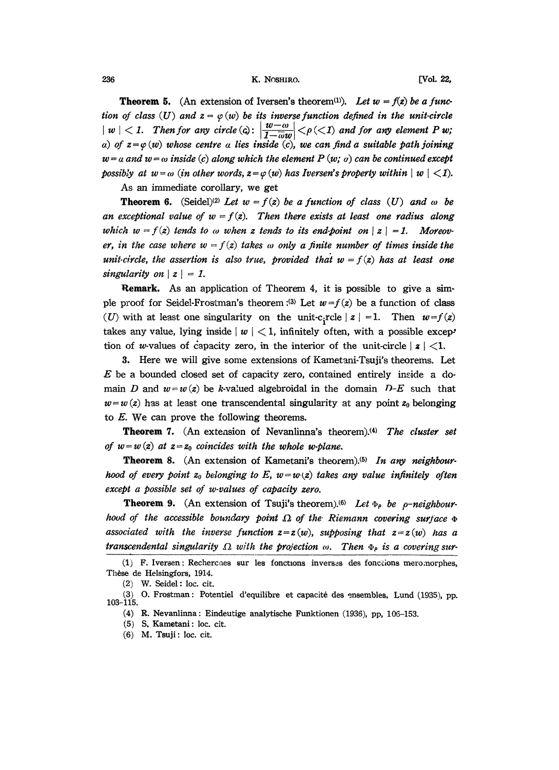**Theorem 5.** (An extension of Iversen's theorem[1]). *Let $w = f(z)$ be a function of class $(U)$ and $z = \varphi(w)$ be its inverse function defined in the unit-circle $|w| < 1$. Then for any circle $(c)$: $\left|\frac{w-\omega}{1-\bar{\omega}w}\right| < \rho\,(<1)$ and for any element $P(w; a)$ of $z = \varphi(w)$ whose centre $a$ lies inside $(c)$, we can find a suitable path joining $w = a$ and $w = \omega$ inside $(c)$ along which the element $P(w; a)$ can be continued except possibly at $w = \omega$ (in other words, $z = \varphi(w)$ has Iversen's property within $|w| < 1$).*

As an immediate corollary, we get

**Theorem 6.** (Seidel)[2] *Let $w = f(z)$ be a function of class $(U)$ and $\omega$ be an exceptional value of $w = f(z)$. Then there exists at least one radius along which $w = f(z)$ tends to $\omega$ when $z$ tends to its end-point on $|z| = 1$. Moreover, in the case where $w = f(z)$ takes $\omega$ only a finite number of times inside the unit-circle, the assertion is also true, provided that $w = f(z)$ has at least one singularity on $|z| = 1$.*

**Remark.** As an application of Theorem 4, it is possible to give a simple proof for Seidel-Frostman's theorem:[3] Let $w = f(z)$ be a function of class $(U)$ with at least one singularity on the unit-circle $|z| = 1$. Then $w = f(z)$ takes any value, lying inside $|w| < 1$, infinitely often, with a possible exception of $w$-values of capacity zero, in the interior of the unit-circle $|z| < 1$.

**3.** Here we will give some extensions of Kametani-Tsuji's theorems. Let $E$ be a bounded closed set of capacity zero, contained entirely inside a domain $D$ and $w = w(z)$ be $k$-valued algebroidal in the domain $D - E$ such that $w = w(z)$ has at least one transcendental singularity at any point $z_0$ belonging to $E$. We can prove the following theorems.

**Theorem 7.** (An extension of Nevanlinna's theorem).[4] *The cluster set of $w = w(z)$ at $z = z_0$ coincides with the whole $w$-plane.*

**Theorem 8.** (An extension of Kametani's theorem).[5] *In any neighbourhood of every point $z_0$ belonging to $E$, $w = w(z)$ takes any value infinitely often except a possible set of $w$-values of capacity zero.*

**Theorem 9.** (An extension of Tsuji's theorem).[6] *Let $\Phi_\rho$ be $\rho$-neighbourhood of the accessible boundary point $\Omega$ of the Riemann covering surface $\Phi$ associated with the inverse function $z = z(w)$, supposing that $z = z(w)$ has a transcendental singularity $\Omega$ with the projection $\omega$. Then $\Phi_\rho$ is a covering sur-*

(1) F. Iversen: Recherches sur les fonctions inverses des fonctions meromorphes, Thèse de Helsingfors, 1914.

(2) W. Seidel: loc. cit.

(3) O. Frostman: Potentiel d'equilibre et capacité des ensembles, Lund (1935), pp. 103–115.

(4) R. Nevanlinna: Eindeutige analytische Funktionen (1936), pp. 106–153.

(5) S. Kametani: loc. cit.

(6) M. Tsuji: loc. cit.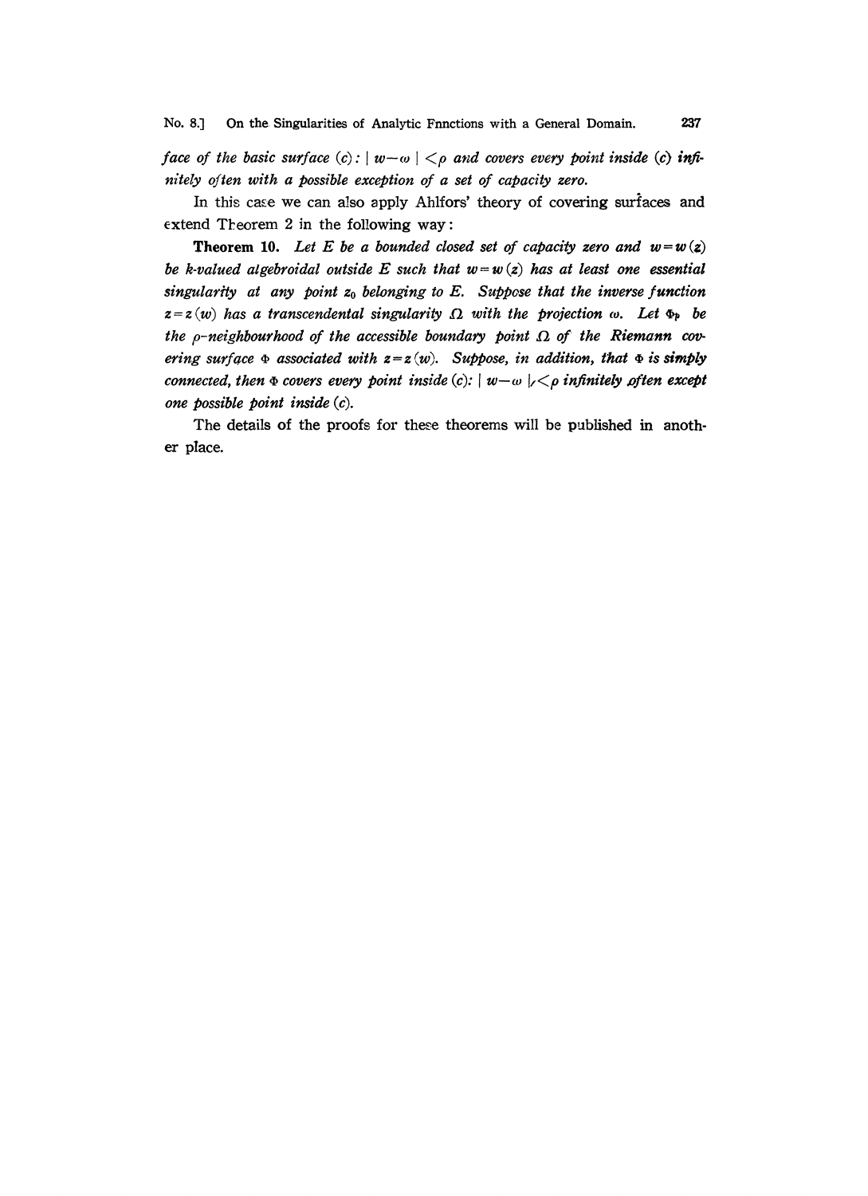*face of the basic surface (c)*: $|w-\omega|<\rho$ *and covers every point inside (c) infinitely often with a possible exception of a set of capacity zero.*

In this case we can also apply Ahlfors' theory of covering surfaces and extend Theorem 2 in the following way:

**Theorem 10.** *Let $E$ be a bounded closed set of capacity zero and $w=w(z)$ be k-valued algebroidal outside $E$ such that $w=w(z)$ has at least one essential singularity at any point $z_0$ belonging to $E$. Suppose that the inverse function $z=z(w)$ has a transcendental singularity $\Omega$ with the projection $\omega$. Let $\Phi_\rho$ be the $\rho$-neighbourhood of the accessible boundary point $\Omega$ of the Riemann covering surface $\Phi$ associated with $z=z(w)$. Suppose, in addition, that $\Phi$ is simply connected, then $\Phi$ covers every point inside (c): $|w-\omega|<\rho$ infinitely often except one possible point inside (c).*

The details of the proofs for these theorems will be published in another place.